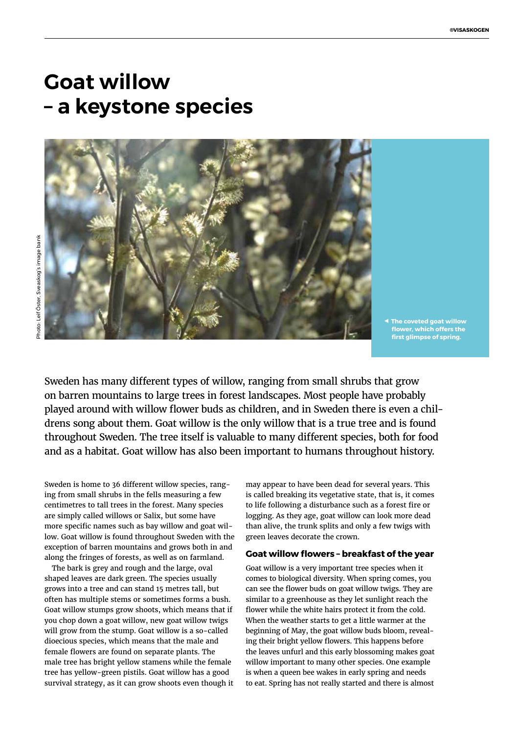# Goat willow – a keystone species

◀ The coveted goat willow flower, which offers the first glimpse of spring.

Photo: Leif Öster, Sveaskog's image bank

Sweden has many different types of willow, ranging from small shrubs that grow on barren mountains to large trees in forest landscapes. Most people have probably played around with willow flower buds as children, and in Sweden there is even a childrens song about them. Goat willow is the only willow that is a true tree and is found throughout Sweden. The tree itself is valuable to many different species, both for food and as a habitat. Goat willow has also been important to humans throughout history.

Sweden is home to 36 different willow species, ranging from small shrubs in the fells measuring a few centimetres to tall trees in the forest. Many species are simply called willows or Salix, but some have more specific names such as bay willow and goat willow. Goat willow is found throughout Sweden with the exception of barren mountains and grows both in and along the fringes of forests, as well as on farmland.

The bark is grey and rough and the large, oval shaped leaves are dark green. The species usually grows into a tree and can stand 15 metres tall, but often has multiple stems or sometimes forms a bush. Goat willow stumps grow shoots, which means that if you chop down a goat willow, new goat willow twigs will grow from the stump. Goat willow is a so-called dioecious species, which means that the male and female flowers are found on separate plants. The male tree has bright yellow stamens while the female tree has yellow-green pistils. Goat willow has a good survival strategy, as it can grow shoots even though it may appear to have been dead for several years. This is called breaking its vegetative state, that is, it comes to life following a disturbance such as a forest fire or logging. As they age, goat willow can look more dead than alive, the trunk splits and only a few twigs with green leaves decorate the crown.

### Goat willow flowers – breakfast of the year

Goat willow is a very important tree species when it comes to biological diversity. When spring comes, you can see the flower buds on goat willow twigs. They are similar to a greenhouse as they let sunlight reach the flower while the white hairs protect it from the cold. When the weather starts to get a little warmer at the beginning of May, the goat willow buds bloom, revealing their bright yellow flowers. This happens before the leaves unfurl and this early blossoming makes goat willow important to many other species. One example is when a queen bee wakes in early spring and needs to eat. Spring has not really started and there is almost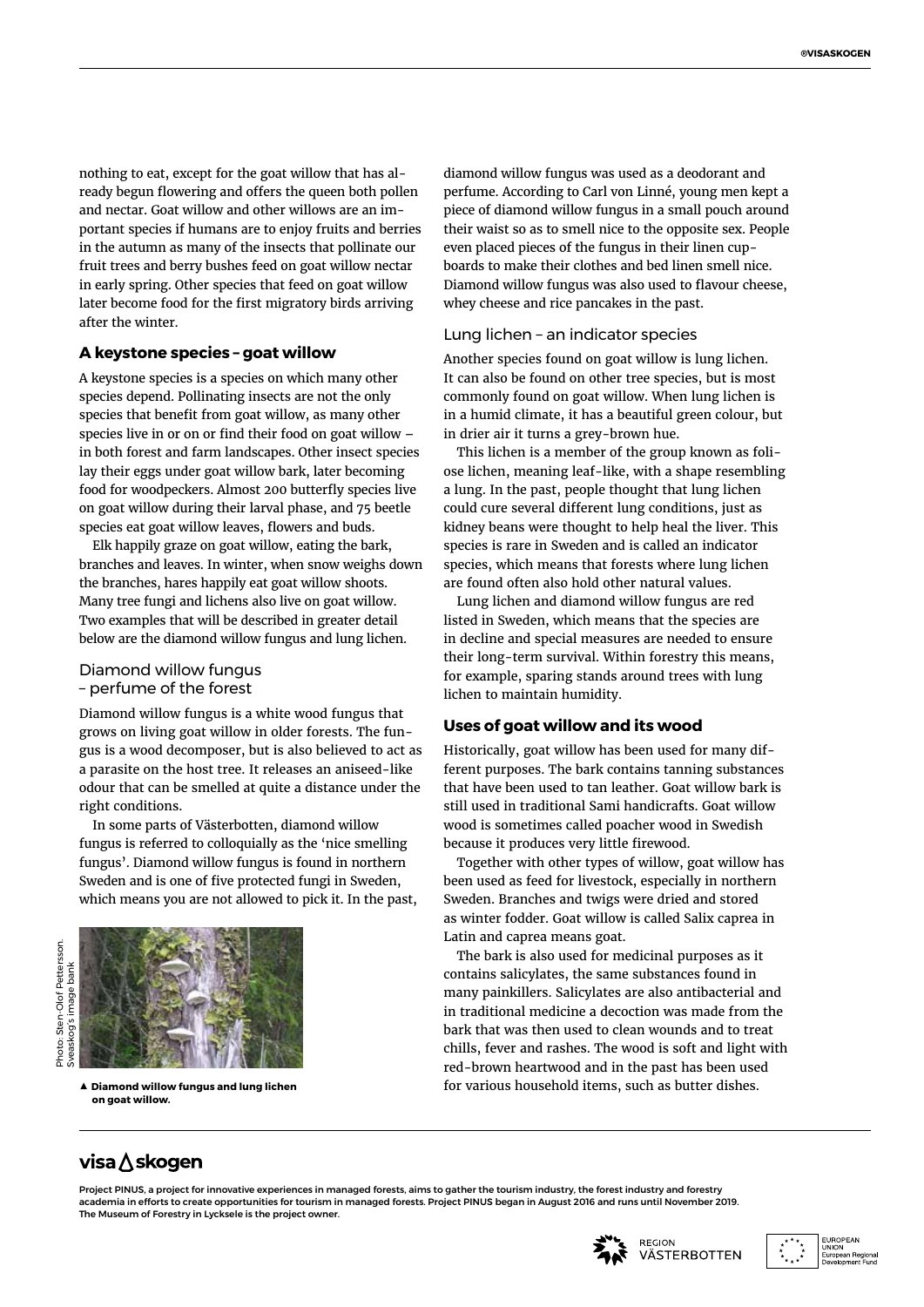nothing to eat, except for the goat willow that has already begun flowering and offers the queen both pollen and nectar. Goat willow and other willows are an important species if humans are to enjoy fruits and berries in the autumn as many of the insects that pollinate our fruit trees and berry bushes feed on goat willow nectar in early spring. Other species that feed on goat willow later become food for the first migratory birds arriving after the winter.

### A keystone species – goat willow

A keystone species is a species on which many other species depend. Pollinating insects are not the only species that benefit from goat willow, as many other species live in or on or find their food on goat willow – in both forest and farm landscapes. Other insect species lay their eggs under goat willow bark, later becoming food for woodpeckers. Almost 200 butterfly species live on goat willow during their larval phase, and 75 beetle species eat goat willow leaves, flowers and buds.

Elk happily graze on goat willow, eating the bark, branches and leaves. In winter, when snow weighs down the branches, hares happily eat goat willow shoots. Many tree fungi and lichens also live on goat willow. Two examples that will be described in greater detail below are the diamond willow fungus and lung lichen.

### Diamond willow fungus – perfume of the forest

Diamond willow fungus is a white wood fungus that grows on living goat willow in older forests. The fungus is a wood decomposer, but is also believed to act as a parasite on the host tree. It releases an aniseed-like odour that can be smelled at quite a distance under the right conditions.

In some parts of Västerbotten, diamond willow fungus is referred to colloquially as the 'nice smelling fungus'. Diamond willow fungus is found in northern Sweden and is one of five protected fungi in Sweden, which means you are not allowed to pick it. In the past, diamond willow fungus was used as a deodorant and perfume. According to Carl von Linné, young men kept a piece of diamond willow fungus in a small pouch around their waist so as to smell nice to the opposite sex. People even placed pieces of the fungus in their linen cupboards to make their clothes and bed linen smell nice. Diamond willow fungus was also used to flavour cheese, whey cheese and rice pancakes in the past.

Photo: Sten-Olof Pettersson. Sveaskog's image bank

▲ **Diamond willow fungus and lung lichen on goat willow.**

### Lung lichen – an indicator species

Another species found on goat willow is lung lichen. It can also be found on other tree species, but is most commonly found on goat willow. When lung lichen is in a humid climate, it has a beautiful green colour, but in drier air it turns a grey-brown hue.

This lichen is a member of the group known as foliose lichen, meaning leaf-like, with a shape resembling a lung. In the past, people thought that lung lichen could cure several different lung conditions, just as kidney beans were thought to help heal the liver. This species is rare in Sweden and is called an indicator species, which means that forests where lung lichen are found often also hold other natural values.

Lung lichen and diamond willow fungus are red listed in Sweden, which means that the species are in decline and special measures are needed to ensure their long-term survival. Within forestry this means, for example, sparing stands around trees with lung lichen to maintain humidity.

### Uses of goat willow and its wood

Historically, goat willow has been used for many different purposes. The bark contains tanning substances that have been used to tan leather. Goat willow bark is still used in traditional Sami handicrafts. Goat willow wood is sometimes called poacher wood in Swedish because it produces very little firewood.

Together with other types of willow, goat willow has been used as feed for livestock, especially in northern Sweden. Branches and twigs were dried and stored as winter fodder. Goat willow is called Salix caprea in Latin and caprea means goat.

The bark is also used for medicinal purposes as it contains salicylates, the same substances found in many painkillers. Salicylates are also antibacterial and in traditional medicine a decoction was made from the bark that was then used to clean wounds and to treat chills, fever and rashes. The wood is soft and light with red-brown heartwood and in the past has been used for various household items, such as butter dishes.

**Project PINUS, a project for innovative experiences in managed forests, aims to gather the tourism industry, the forest industry and forestry academia in efforts to create opportunities for tourism in managed forests. Project PINUS began in August 2016 and runs until November 2019. The Museum of Forestry in Lycksele is the project owner.**